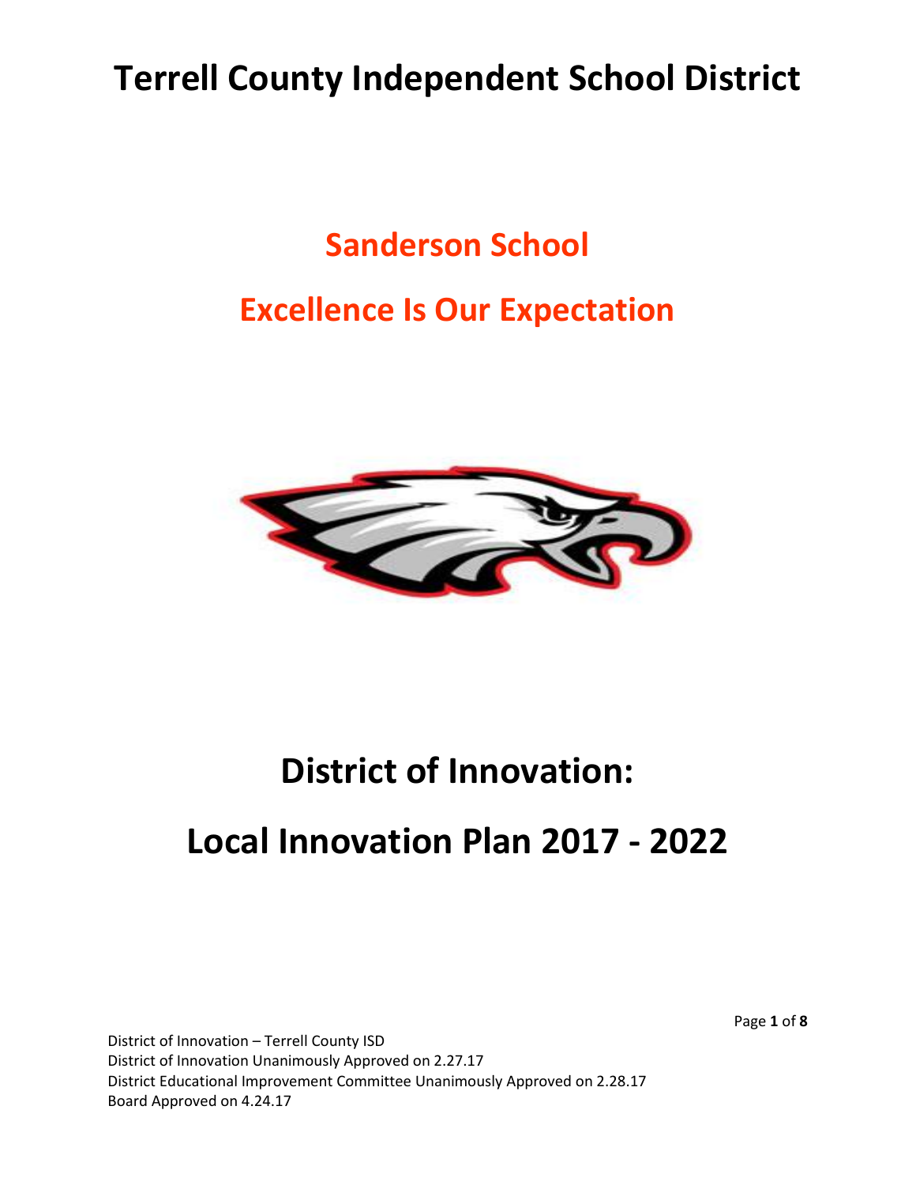# Terrell County Independent School District

## Sanderson School

## Excellence Is Our Expectation

# District of Innovation:

# Local Innovation Plan 2017 - 2022

District of Innovation – Terrell County ISD
District of Innovation Unanimously Approved on 2.27.17
District Educational Improvement Committee Unanimously Approved on 2.28.17
Board Approved on 4.24.17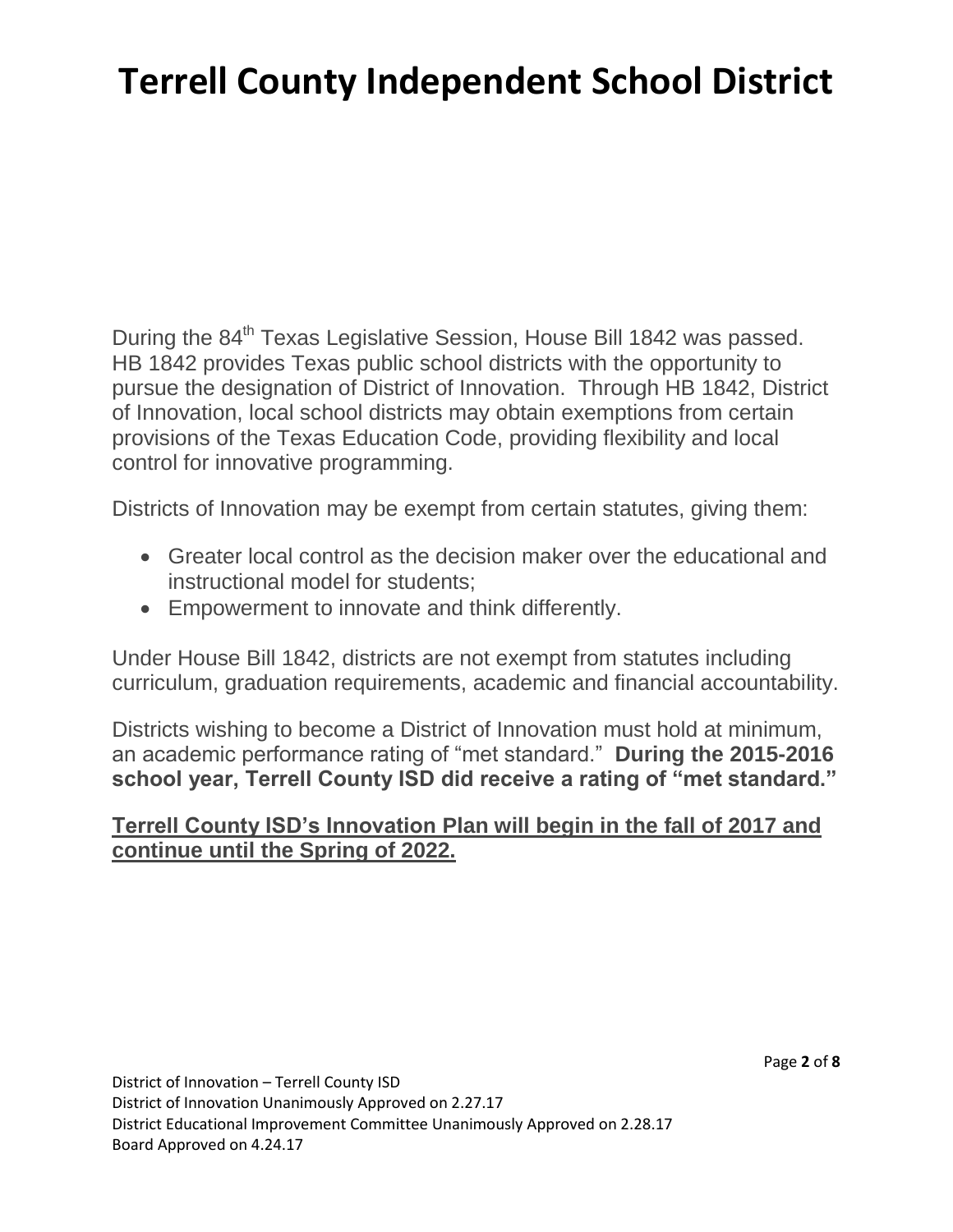During the 84th Texas Legislative Session, House Bill 1842 was passed. HB 1842 provides Texas public school districts with the opportunity to pursue the designation of District of Innovation. Through HB 1842, District of Innovation, local school districts may obtain exemptions from certain provisions of the Texas Education Code, providing flexibility and local control for innovative programming.

Districts of Innovation may be exempt from certain statutes, giving them:

- Greater local control as the decision maker over the educational and instructional model for students;
- Empowerment to innovate and think differently.

Under House Bill 1842, districts are not exempt from statutes including curriculum, graduation requirements, academic and financial accountability.

Districts wishing to become a District of Innovation must hold at minimum, an academic performance rating of "met standard." **During the 2015-2016 school year, Terrell County ISD did receive a rating of "met standard."**

**<u>Terrell County ISD's Innovation Plan will begin in the fall of 2017 and continue until the Spring of 2022.</u>**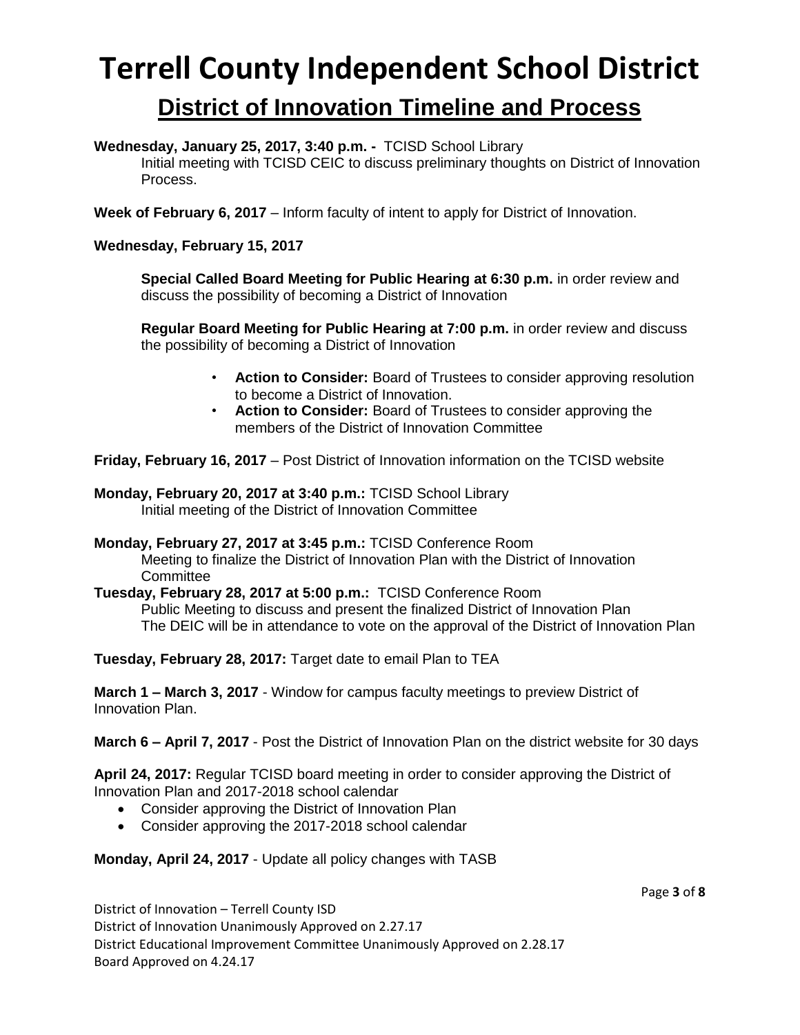# Terrell County Independent School District

## District of Innovation Timeline and Process

**Wednesday, January 25, 2017, 3:40 p.m. -** TCISD School Library
Initial meeting with TCISD CEIC to discuss preliminary thoughts on District of Innovation Process.

**Week of February 6, 2017** – Inform faculty of intent to apply for District of Innovation.

**Wednesday, February 15, 2017**

**Special Called Board Meeting for Public Hearing at 6:30 p.m.** in order review and discuss the possibility of becoming a District of Innovation

**Regular Board Meeting for Public Hearing at 7:00 p.m.** in order review and discuss the possibility of becoming a District of Innovation

- **Action to Consider:** Board of Trustees to consider approving resolution to become a District of Innovation.
- **Action to Consider:** Board of Trustees to consider approving the members of the District of Innovation Committee

**Friday, February 16, 2017** – Post District of Innovation information on the TCISD website

**Monday, February 20, 2017 at 3:40 p.m.:** TCISD School Library
Initial meeting of the District of Innovation Committee

**Monday, February 27, 2017 at 3:45 p.m.:** TCISD Conference Room
Meeting to finalize the District of Innovation Plan with the District of Innovation Committee

**Tuesday, February 28, 2017 at 5:00 p.m.:** TCISD Conference Room
Public Meeting to discuss and present the finalized District of Innovation Plan
The DEIC will be in attendance to vote on the approval of the District of Innovation Plan

**Tuesday, February 28, 2017:** Target date to email Plan to TEA

**March 1 – March 3, 2017** - Window for campus faculty meetings to preview District of Innovation Plan.

**March 6 – April 7, 2017** - Post the District of Innovation Plan on the district website for 30 days

**April 24, 2017:** Regular TCISD board meeting in order to consider approving the District of Innovation Plan and 2017-2018 school calendar

- Consider approving the District of Innovation Plan
- Consider approving the 2017-2018 school calendar

**Monday, April 24, 2017** - Update all policy changes with TASB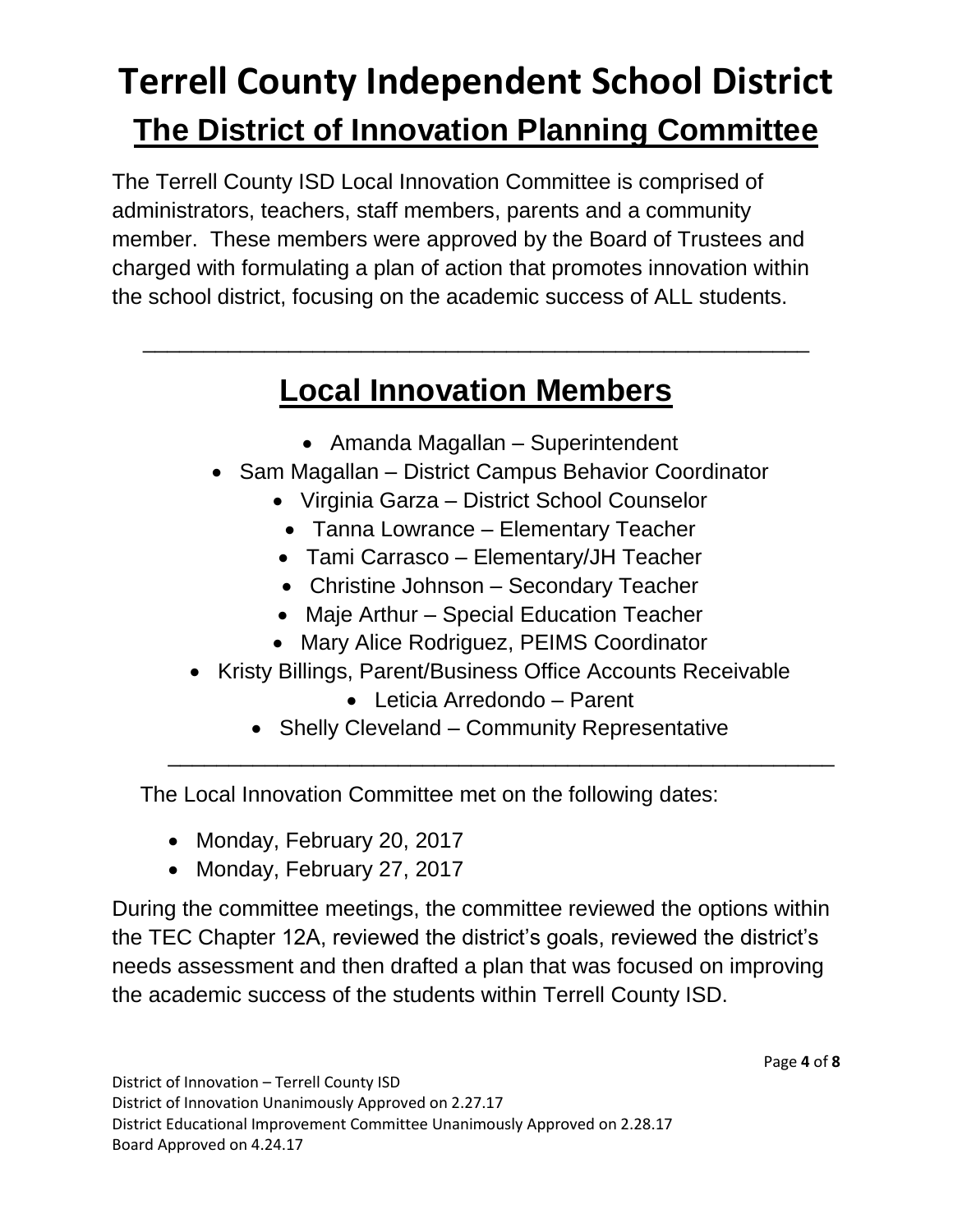# Terrell County Independent School District

## The District of Innovation Planning Committee

The Terrell County ISD Local Innovation Committee is comprised of administrators, teachers, staff members, parents and a community member. These members were approved by the Board of Trustees and charged with formulating a plan of action that promotes innovation within the school district, focusing on the academic success of ALL students.

---

## Local Innovation Members

- Amanda Magallan – Superintendent
- Sam Magallan – District Campus Behavior Coordinator
- Virginia Garza – District School Counselor
- Tanna Lowrance – Elementary Teacher
- Tami Carrasco – Elementary/JH Teacher
- Christine Johnson – Secondary Teacher
- Maje Arthur – Special Education Teacher
- Mary Alice Rodriguez, PEIMS Coordinator
- Kristy Billings, Parent/Business Office Accounts Receivable
- Leticia Arredondo – Parent
- Shelly Cleveland – Community Representative

---

The Local Innovation Committee met on the following dates:

- Monday, February 20, 2017
- Monday, February 27, 2017

During the committee meetings, the committee reviewed the options within the TEC Chapter 12A, reviewed the district's goals, reviewed the district's needs assessment and then drafted a plan that was focused on improving the academic success of the students within Terrell County ISD.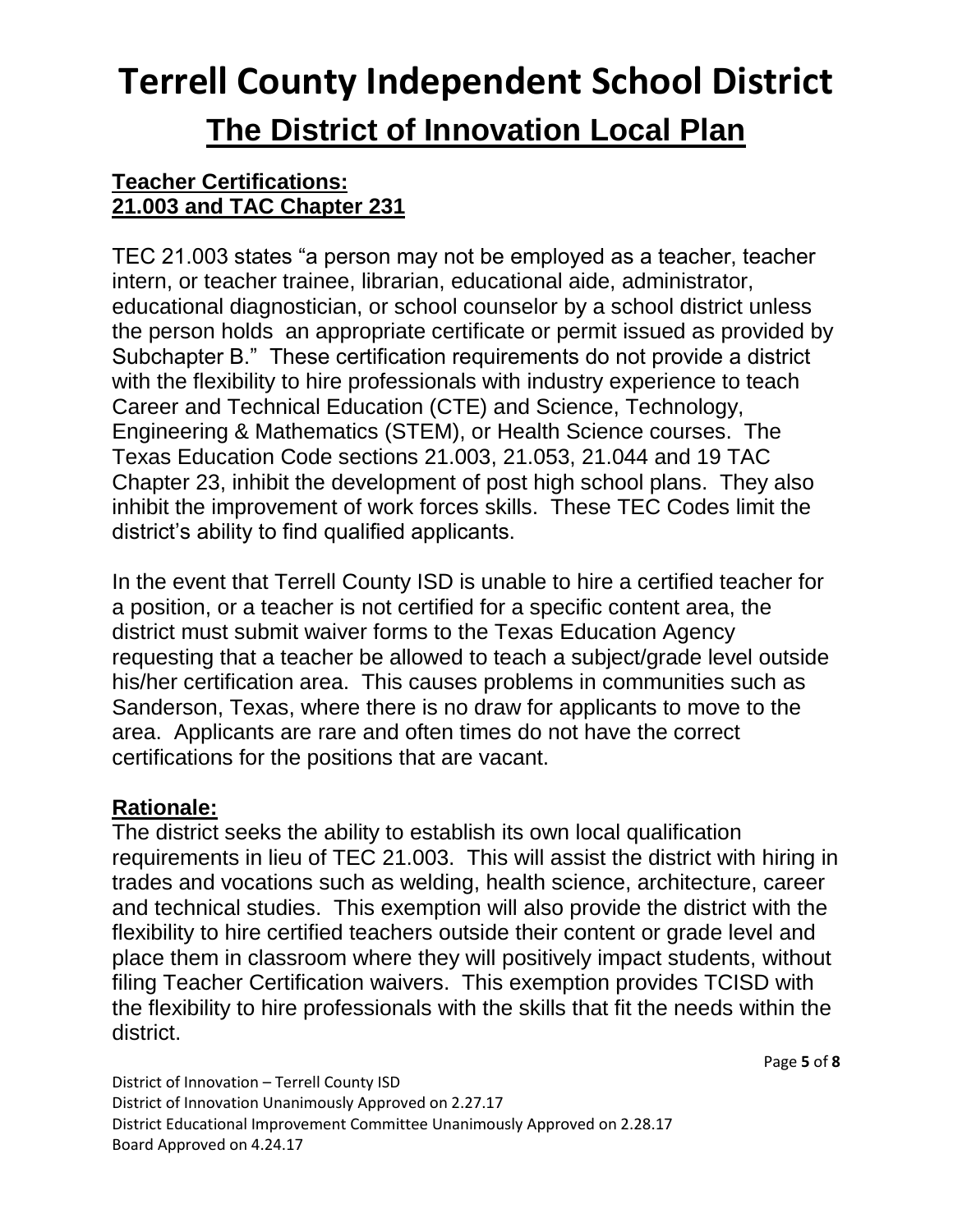# Terrell County Independent School District

## The District of Innovation Local Plan

**Teacher Certifications:**
**21.003 and TAC Chapter 231**

TEC 21.003 states "a person may not be employed as a teacher, teacher intern, or teacher trainee, librarian, educational aide, administrator, educational diagnostician, or school counselor by a school district unless the person holds an appropriate certificate or permit issued as provided by Subchapter B." These certification requirements do not provide a district with the flexibility to hire professionals with industry experience to teach Career and Technical Education (CTE) and Science, Technology, Engineering & Mathematics (STEM), or Health Science courses. The Texas Education Code sections 21.003, 21.053, 21.044 and 19 TAC Chapter 23, inhibit the development of post high school plans. They also inhibit the improvement of work forces skills. These TEC Codes limit the district's ability to find qualified applicants.

In the event that Terrell County ISD is unable to hire a certified teacher for a position, or a teacher is not certified for a specific content area, the district must submit waiver forms to the Texas Education Agency requesting that a teacher be allowed to teach a subject/grade level outside his/her certification area. This causes problems in communities such as Sanderson, Texas, where there is no draw for applicants to move to the area. Applicants are rare and often times do not have the correct certifications for the positions that are vacant.

**Rationale:**

The district seeks the ability to establish its own local qualification requirements in lieu of TEC 21.003. This will assist the district with hiring in trades and vocations such as welding, health science, architecture, career and technical studies. This exemption will also provide the district with the flexibility to hire certified teachers outside their content or grade level and place them in classroom where they will positively impact students, without filing Teacher Certification waivers. This exemption provides TCISD with the flexibility to hire professionals with the skills that fit the needs within the district.

District of Innovation – Terrell County ISD
District of Innovation Unanimously Approved on 2.27.17
District Educational Improvement Committee Unanimously Approved on 2.28.17
Board Approved on 4.24.17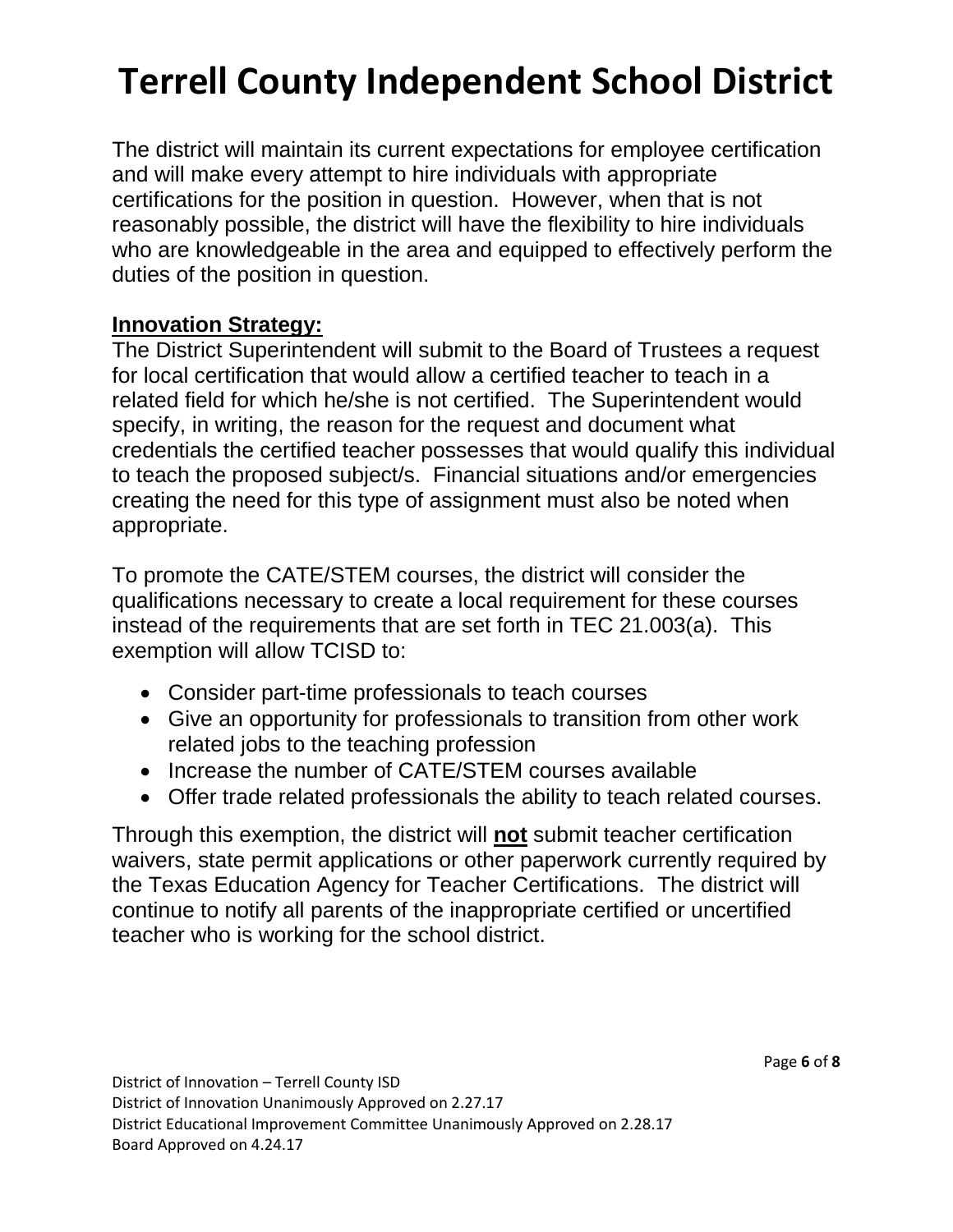The district will maintain its current expectations for employee certification and will make every attempt to hire individuals with appropriate certifications for the position in question. However, when that is not reasonably possible, the district will have the flexibility to hire individuals who are knowledgeable in the area and equipped to effectively perform the duties of the position in question.

**Innovation Strategy:**

The District Superintendent will submit to the Board of Trustees a request for local certification that would allow a certified teacher to teach in a related field for which he/she is not certified. The Superintendent would specify, in writing, the reason for the request and document what credentials the certified teacher possesses that would qualify this individual to teach the proposed subject/s. Financial situations and/or emergencies creating the need for this type of assignment must also be noted when appropriate.

To promote the CATE/STEM courses, the district will consider the qualifications necessary to create a local requirement for these courses instead of the requirements that are set forth in TEC 21.003(a). This exemption will allow TCISD to:

- Consider part-time professionals to teach courses
- Give an opportunity for professionals to transition from other work related jobs to the teaching profession
- Increase the number of CATE/STEM courses available
- Offer trade related professionals the ability to teach related courses.

Through this exemption, the district will **not** submit teacher certification waivers, state permit applications or other paperwork currently required by the Texas Education Agency for Teacher Certifications. The district will continue to notify all parents of the inappropriate certified or uncertified teacher who is working for the school district.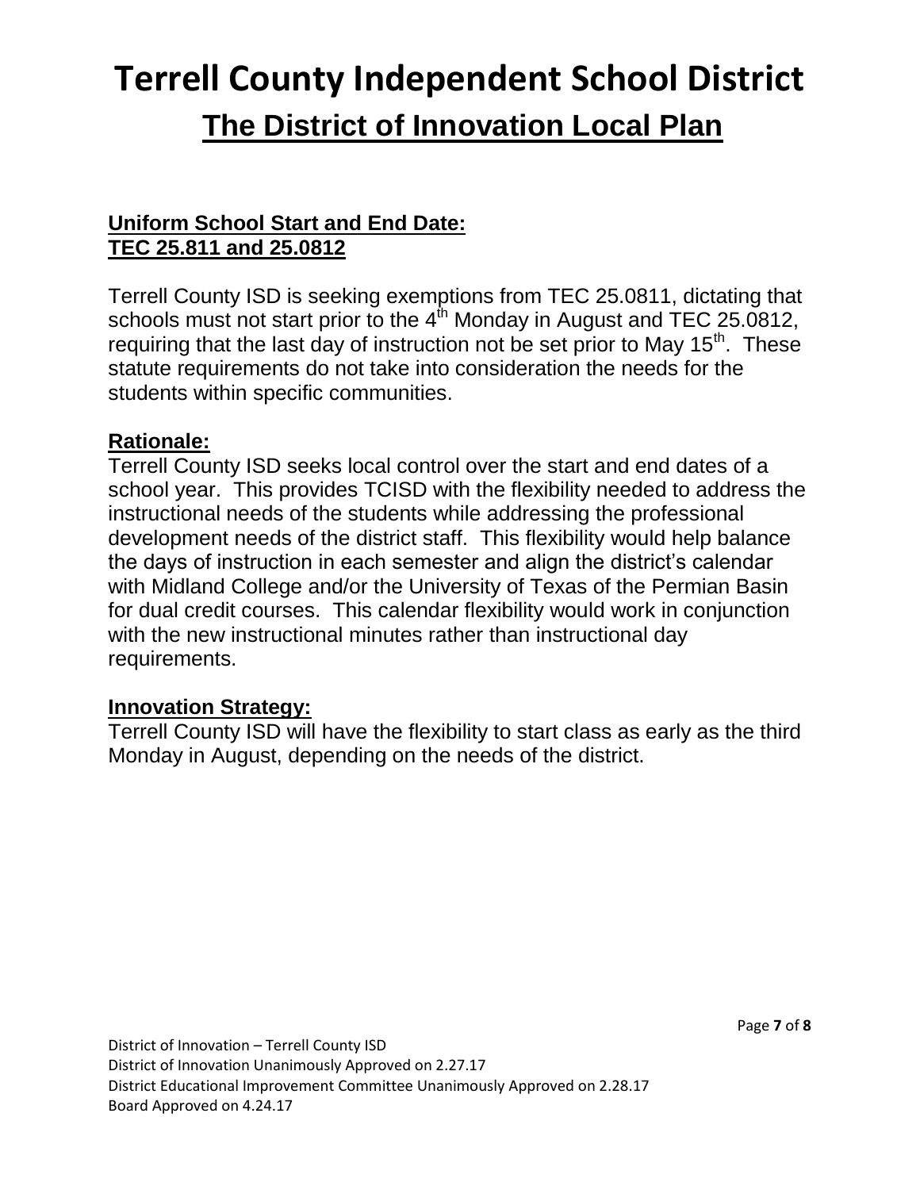# Terrell County Independent School District

## The District of Innovation Local Plan

**Uniform School Start and End Date:**
**TEC 25.811 and 25.0812**

Terrell County ISD is seeking exemptions from TEC 25.0811, dictating that schools must not start prior to the 4th Monday in August and TEC 25.0812, requiring that the last day of instruction not be set prior to May 15th. These statute requirements do not take into consideration the needs for the students within specific communities.

**Rationale:**
Terrell County ISD seeks local control over the start and end dates of a school year. This provides TCISD with the flexibility needed to address the instructional needs of the students while addressing the professional development needs of the district staff. This flexibility would help balance the days of instruction in each semester and align the district's calendar with Midland College and/or the University of Texas of the Permian Basin for dual credit courses. This calendar flexibility would work in conjunction with the new instructional minutes rather than instructional day requirements.

**Innovation Strategy:**
Terrell County ISD will have the flexibility to start class as early as the third Monday in August, depending on the needs of the district.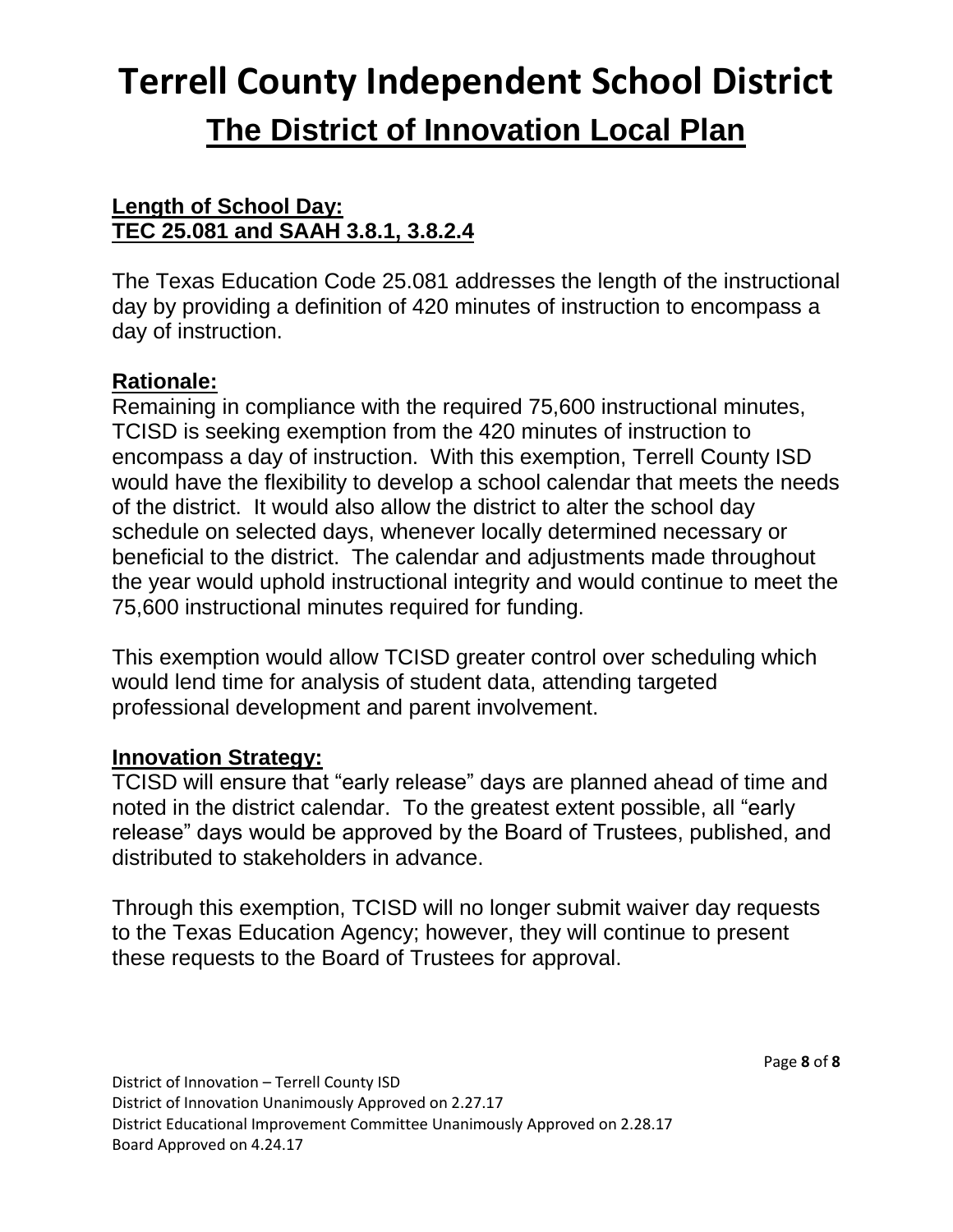**Length of School Day:**
**TEC 25.081 and SAAH 3.8.1, 3.8.2.4**

The Texas Education Code 25.081 addresses the length of the instructional day by providing a definition of 420 minutes of instruction to encompass a day of instruction.

**Rationale:**

Remaining in compliance with the required 75,600 instructional minutes, TCISD is seeking exemption from the 420 minutes of instruction to encompass a day of instruction. With this exemption, Terrell County ISD would have the flexibility to develop a school calendar that meets the needs of the district. It would also allow the district to alter the school day schedule on selected days, whenever locally determined necessary or beneficial to the district. The calendar and adjustments made throughout the year would uphold instructional integrity and would continue to meet the 75,600 instructional minutes required for funding.

This exemption would allow TCISD greater control over scheduling which would lend time for analysis of student data, attending targeted professional development and parent involvement.

**Innovation Strategy:**

TCISD will ensure that “early release” days are planned ahead of time and noted in the district calendar. To the greatest extent possible, all “early release” days would be approved by the Board of Trustees, published, and distributed to stakeholders in advance.

Through this exemption, TCISD will no longer submit waiver day requests to the Texas Education Agency; however, they will continue to present these requests to the Board of Trustees for approval.